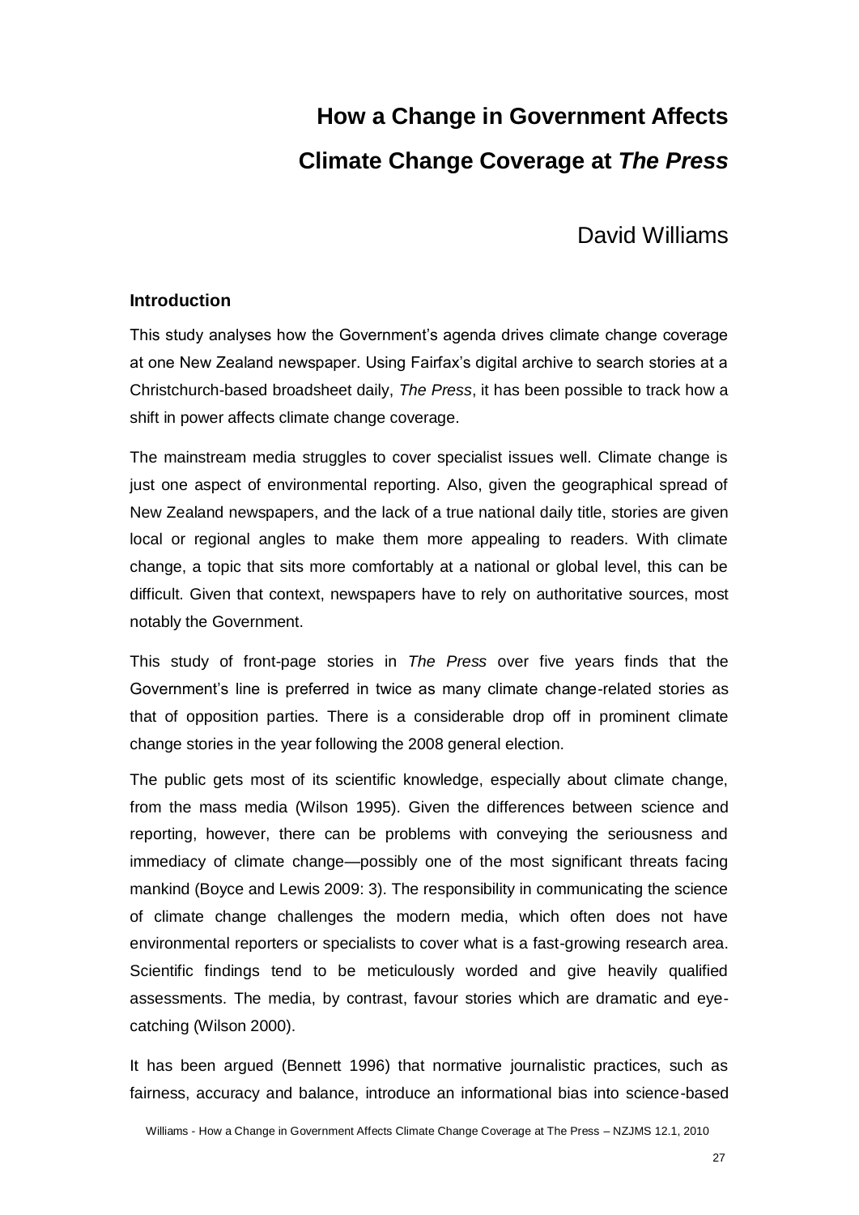# How a Change in Government Affects Climate Change Coverage at *The Press*

David Williams

## Introduction

This study analyses how the Government's agenda drives climate change coverage at one New Zealand newspaper. Using Fairfax's digital archive to search stories at a Christchurch-based broadsheet daily, *The Press*, it has been possible to track how a shift in power affects climate change coverage.

The mainstream media struggles to cover specialist issues well. Climate change is just one aspect of environmental reporting. Also, given the geographical spread of New Zealand newspapers, and the lack of a true national daily title, stories are given local or regional angles to make them more appealing to readers. With climate change, a topic that sits more comfortably at a national or global level, this can be difficult. Given that context, newspapers have to rely on authoritative sources, most notably the Government.

This study of front-page stories in *The Press* over five years finds that the Government's line is preferred in twice as many climate change-related stories as that of opposition parties. There is a considerable drop off in prominent climate change stories in the year following the 2008 general election.

The public gets most of its scientific knowledge, especially about climate change, from the mass media (Wilson 1995). Given the differences between science and reporting, however, there can be problems with conveying the seriousness and immediacy of climate change—possibly one of the most significant threats facing mankind (Boyce and Lewis 2009: 3). The responsibility in communicating the science of climate change challenges the modern media, which often does not have environmental reporters or specialists to cover what is a fast-growing research area. Scientific findings tend to be meticulously worded and give heavily qualified assessments. The media, by contrast, favour stories which are dramatic and eye-catching (Wilson 2000).

It has been argued (Bennett 1996) that normative journalistic practices, such as fairness, accuracy and balance, introduce an informational bias into science-based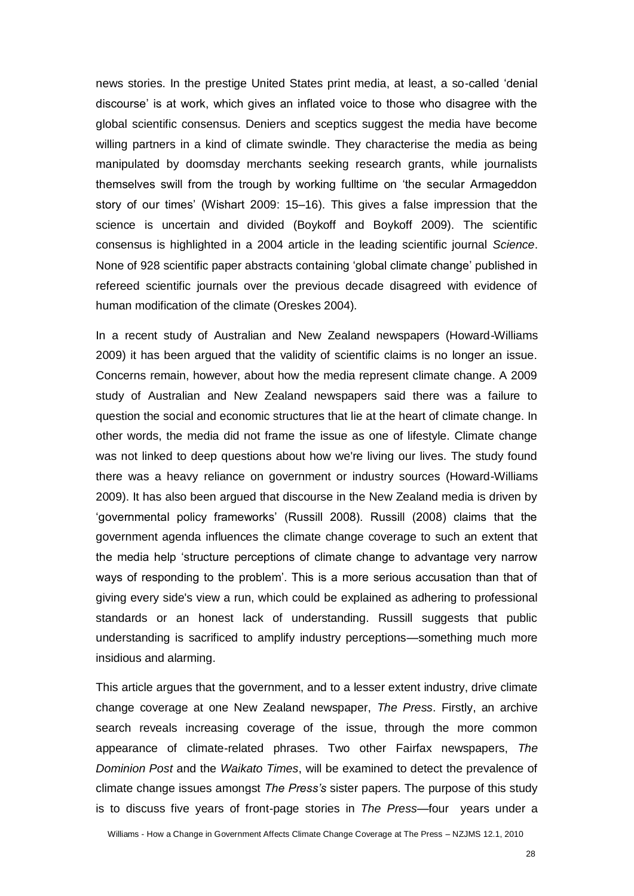news stories. In the prestige United States print media, at least, a so-called 'denial discourse' is at work, which gives an inflated voice to those who disagree with the global scientific consensus. Deniers and sceptics suggest the media have become willing partners in a kind of climate swindle. They characterise the media as being manipulated by doomsday merchants seeking research grants, while journalists themselves swill from the trough by working fulltime on 'the secular Armageddon story of our times' (Wishart 2009: 15–16). This gives a false impression that the science is uncertain and divided (Boykoff and Boykoff 2009). The scientific consensus is highlighted in a 2004 article in the leading scientific journal *Science*. None of 928 scientific paper abstracts containing 'global climate change' published in refereed scientific journals over the previous decade disagreed with evidence of human modification of the climate (Oreskes 2004).

In a recent study of Australian and New Zealand newspapers (Howard-Williams 2009) it has been argued that the validity of scientific claims is no longer an issue. Concerns remain, however, about how the media represent climate change. A 2009 study of Australian and New Zealand newspapers said there was a failure to question the social and economic structures that lie at the heart of climate change. In other words, the media did not frame the issue as one of lifestyle. Climate change was not linked to deep questions about how we're living our lives. The study found there was a heavy reliance on government or industry sources (Howard-Williams 2009). It has also been argued that discourse in the New Zealand media is driven by 'governmental policy frameworks' (Russill 2008). Russill (2008) claims that the government agenda influences the climate change coverage to such an extent that the media help 'structure perceptions of climate change to advantage very narrow ways of responding to the problem'. This is a more serious accusation than that of giving every side's view a run, which could be explained as adhering to professional standards or an honest lack of understanding. Russill suggests that public understanding is sacrificed to amplify industry perceptions—something much more insidious and alarming.

This article argues that the government, and to a lesser extent industry, drive climate change coverage at one New Zealand newspaper, *The Press*. Firstly, an archive search reveals increasing coverage of the issue, through the more common appearance of climate-related phrases. Two other Fairfax newspapers, *The Dominion Post* and the *Waikato Times*, will be examined to detect the prevalence of climate change issues amongst *The Press's* sister papers. The purpose of this study is to discuss five years of front-page stories in *The Press*—four years under a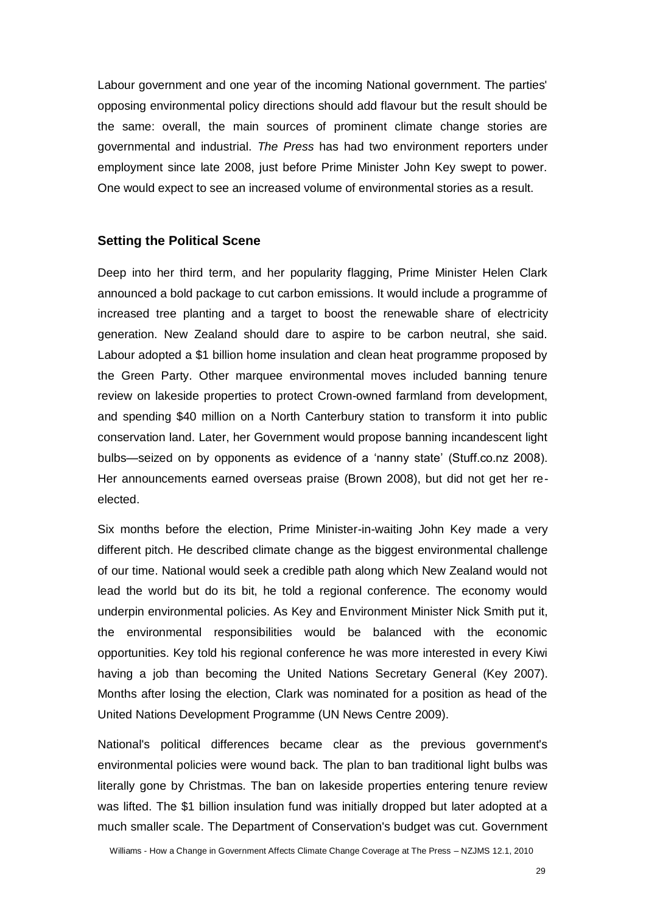Labour government and one year of the incoming National government. The parties' opposing environmental policy directions should add flavour but the result should be the same: overall, the main sources of prominent climate change stories are governmental and industrial. *The Press* has had two environment reporters under employment since late 2008, just before Prime Minister John Key swept to power. One would expect to see an increased volume of environmental stories as a result.

## Setting the Political Scene

Deep into her third term, and her popularity flagging, Prime Minister Helen Clark announced a bold package to cut carbon emissions. It would include a programme of increased tree planting and a target to boost the renewable share of electricity generation. New Zealand should dare to aspire to be carbon neutral, she said. Labour adopted a $1 billion home insulation and clean heat programme proposed by the Green Party. Other marquee environmental moves included banning tenure review on lakeside properties to protect Crown-owned farmland from development, and spending $40 million on a North Canterbury station to transform it into public conservation land. Later, her Government would propose banning incandescent light bulbs—seized on by opponents as evidence of a 'nanny state' (Stuff.co.nz 2008). Her announcements earned overseas praise (Brown 2008), but did not get her re-elected.

Six months before the election, Prime Minister-in-waiting John Key made a very different pitch. He described climate change as the biggest environmental challenge of our time. National would seek a credible path along which New Zealand would not lead the world but do its bit, he told a regional conference. The economy would underpin environmental policies. As Key and Environment Minister Nick Smith put it, the environmental responsibilities would be balanced with the economic opportunities. Key told his regional conference he was more interested in every Kiwi having a job than becoming the United Nations Secretary General (Key 2007). Months after losing the election, Clark was nominated for a position as head of the United Nations Development Programme (UN News Centre 2009).

National's political differences became clear as the previous government's environmental policies were wound back. The plan to ban traditional light bulbs was literally gone by Christmas. The ban on lakeside properties entering tenure review was lifted. The $1 billion insulation fund was initially dropped but later adopted at a much smaller scale. The Department of Conservation's budget was cut. Government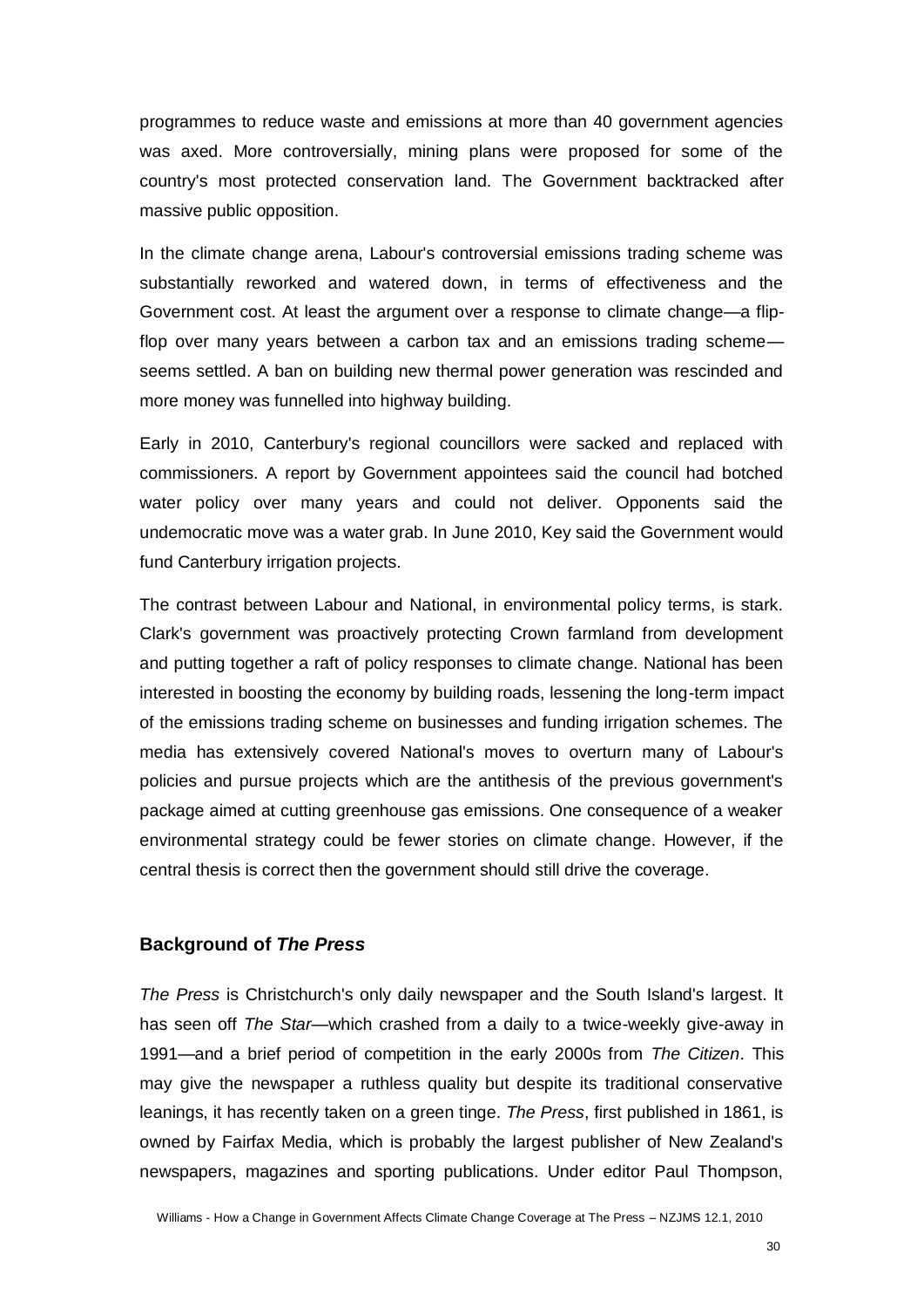programmes to reduce waste and emissions at more than 40 government agencies was axed. More controversially, mining plans were proposed for some of the country's most protected conservation land. The Government backtracked after massive public opposition.

In the climate change arena, Labour's controversial emissions trading scheme was substantially reworked and watered down, in terms of effectiveness and the Government cost. At least the argument over a response to climate change—a flip-flop over many years between a carbon tax and an emissions trading scheme—seems settled. A ban on building new thermal power generation was rescinded and more money was funnelled into highway building.

Early in 2010, Canterbury's regional councillors were sacked and replaced with commissioners. A report by Government appointees said the council had botched water policy over many years and could not deliver. Opponents said the undemocratic move was a water grab. In June 2010, Key said the Government would fund Canterbury irrigation projects.

The contrast between Labour and National, in environmental policy terms, is stark. Clark's government was proactively protecting Crown farmland from development and putting together a raft of policy responses to climate change. National has been interested in boosting the economy by building roads, lessening the long-term impact of the emissions trading scheme on businesses and funding irrigation schemes. The media has extensively covered National's moves to overturn many of Labour's policies and pursue projects which are the antithesis of the previous government's package aimed at cutting greenhouse gas emissions. One consequence of a weaker environmental strategy could be fewer stories on climate change. However, if the central thesis is correct then the government should still drive the coverage.

## Background of *The Press*

*The Press* is Christchurch's only daily newspaper and the South Island's largest. It has seen off *The Star*—which crashed from a daily to a twice-weekly give-away in 1991—and a brief period of competition in the early 2000s from *The Citizen*. This may give the newspaper a ruthless quality but despite its traditional conservative leanings, it has recently taken on a green tinge. *The Press*, first published in 1861, is owned by Fairfax Media, which is probably the largest publisher of New Zealand's newspapers, magazines and sporting publications. Under editor Paul Thompson,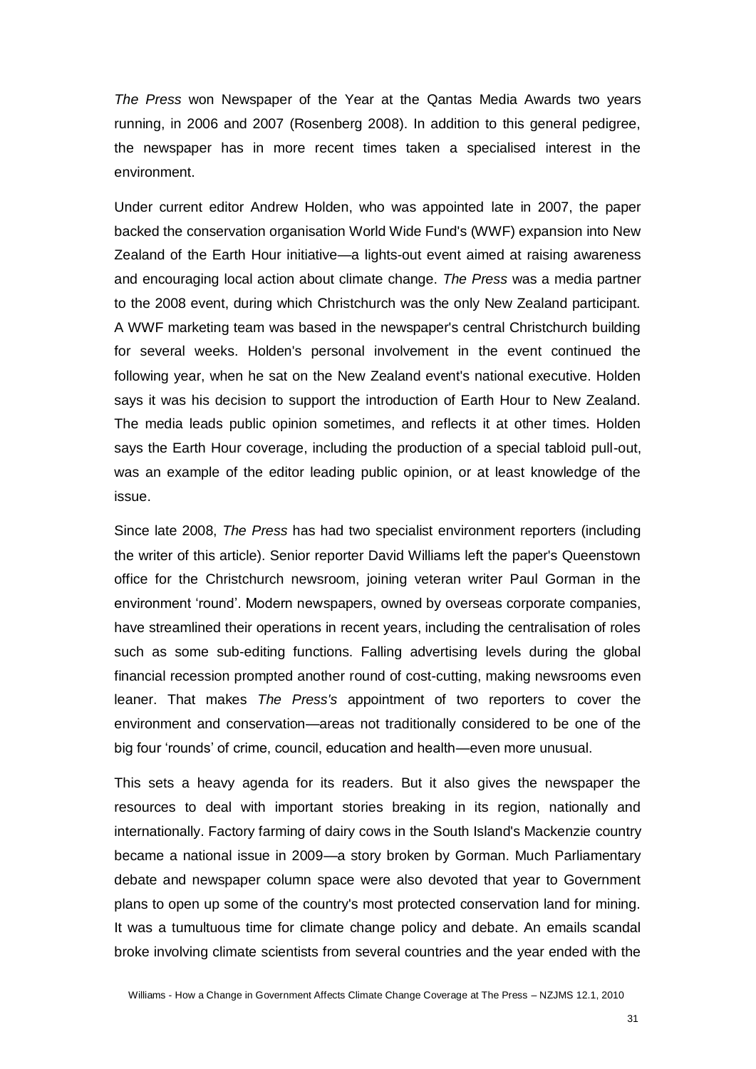*The Press* won Newspaper of the Year at the Qantas Media Awards two years running, in 2006 and 2007 (Rosenberg 2008). In addition to this general pedigree, the newspaper has in more recent times taken a specialised interest in the environment.

Under current editor Andrew Holden, who was appointed late in 2007, the paper backed the conservation organisation World Wide Fund's (WWF) expansion into New Zealand of the Earth Hour initiative—a lights-out event aimed at raising awareness and encouraging local action about climate change. *The Press* was a media partner to the 2008 event, during which Christchurch was the only New Zealand participant. A WWF marketing team was based in the newspaper's central Christchurch building for several weeks. Holden's personal involvement in the event continued the following year, when he sat on the New Zealand event's national executive. Holden says it was his decision to support the introduction of Earth Hour to New Zealand. The media leads public opinion sometimes, and reflects it at other times. Holden says the Earth Hour coverage, including the production of a special tabloid pull-out, was an example of the editor leading public opinion, or at least knowledge of the issue.

Since late 2008, *The Press* has had two specialist environment reporters (including the writer of this article). Senior reporter David Williams left the paper's Queenstown office for the Christchurch newsroom, joining veteran writer Paul Gorman in the environment 'round'. Modern newspapers, owned by overseas corporate companies, have streamlined their operations in recent years, including the centralisation of roles such as some sub-editing functions. Falling advertising levels during the global financial recession prompted another round of cost-cutting, making newsrooms even leaner. That makes *The Press's* appointment of two reporters to cover the environment and conservation—areas not traditionally considered to be one of the big four 'rounds' of crime, council, education and health—even more unusual.

This sets a heavy agenda for its readers. But it also gives the newspaper the resources to deal with important stories breaking in its region, nationally and internationally. Factory farming of dairy cows in the South Island's Mackenzie country became a national issue in 2009—a story broken by Gorman. Much Parliamentary debate and newspaper column space were also devoted that year to Government plans to open up some of the country's most protected conservation land for mining. It was a tumultuous time for climate change policy and debate. An emails scandal broke involving climate scientists from several countries and the year ended with the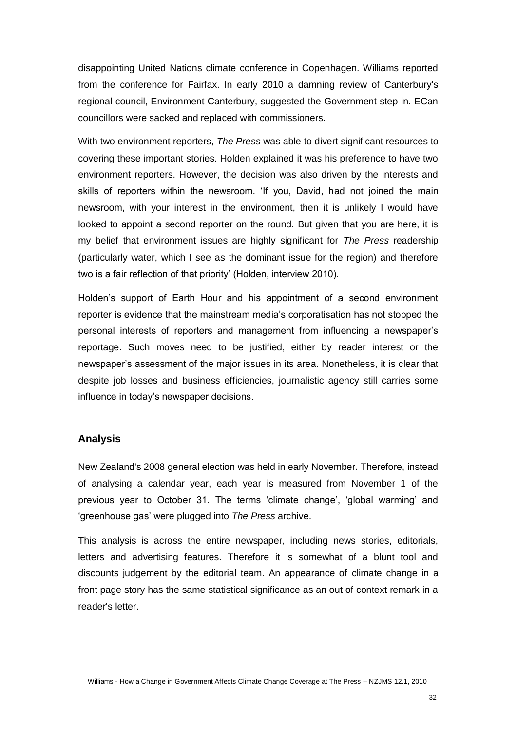disappointing United Nations climate conference in Copenhagen. Williams reported from the conference for Fairfax. In early 2010 a damning review of Canterbury's regional council, Environment Canterbury, suggested the Government step in. ECan councillors were sacked and replaced with commissioners.

With two environment reporters, *The Press* was able to divert significant resources to covering these important stories. Holden explained it was his preference to have two environment reporters. However, the decision was also driven by the interests and skills of reporters within the newsroom. 'If you, David, had not joined the main newsroom, with your interest in the environment, then it is unlikely I would have looked to appoint a second reporter on the round. But given that you are here, it is my belief that environment issues are highly significant for *The Press* readership (particularly water, which I see as the dominant issue for the region) and therefore two is a fair reflection of that priority' (Holden, interview 2010).

Holden's support of Earth Hour and his appointment of a second environment reporter is evidence that the mainstream media's corporatisation has not stopped the personal interests of reporters and management from influencing a newspaper's reportage. Such moves need to be justified, either by reader interest or the newspaper's assessment of the major issues in its area. Nonetheless, it is clear that despite job losses and business efficiencies, journalistic agency still carries some influence in today's newspaper decisions.

## Analysis

New Zealand's 2008 general election was held in early November. Therefore, instead of analysing a calendar year, each year is measured from November 1 of the previous year to October 31. The terms 'climate change', 'global warming' and 'greenhouse gas' were plugged into *The Press* archive.

This analysis is across the entire newspaper, including news stories, editorials, letters and advertising features. Therefore it is somewhat of a blunt tool and discounts judgement by the editorial team. An appearance of climate change in a front page story has the same statistical significance as an out of context remark in a reader's letter.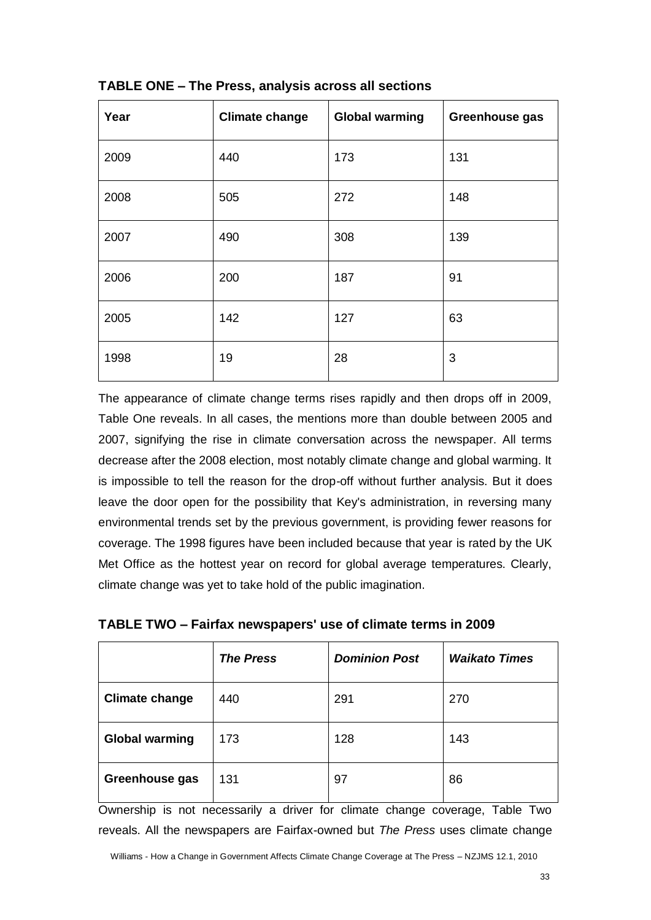**TABLE ONE – The Press, analysis across all sections**

| Year | Climate change | Global warming | Greenhouse gas |
|---|---|---|---|
| 2009 | 440 | 173 | 131 |
| 2008 | 505 | 272 | 148 |
| 2007 | 490 | 308 | 139 |
| 2006 | 200 | 187 | 91 |
| 2005 | 142 | 127 | 63 |
| 1998 | 19 | 28 | 3 |

The appearance of climate change terms rises rapidly and then drops off in 2009, Table One reveals. In all cases, the mentions more than double between 2005 and 2007, signifying the rise in climate conversation across the newspaper. All terms decrease after the 2008 election, most notably climate change and global warming. It is impossible to tell the reason for the drop-off without further analysis. But it does leave the door open for the possibility that Key's administration, in reversing many environmental trends set by the previous government, is providing fewer reasons for coverage. The 1998 figures have been included because that year is rated by the UK Met Office as the hottest year on record for global average temperatures. Clearly, climate change was yet to take hold of the public imagination.

**TABLE TWO – Fairfax newspapers' use of climate terms in 2009**

| | ***The Press*** | ***Dominion Post*** | ***Waikato Times*** |
|---|---|---|---|
| **Climate change** | 440 | 291 | 270 |
| **Global warming** | 173 | 128 | 143 |
| **Greenhouse gas** | 131 | 97 | 86 |

Ownership is not necessarily a driver for climate change coverage, Table Two reveals. All the newspapers are Fairfax-owned but *The Press* uses climate change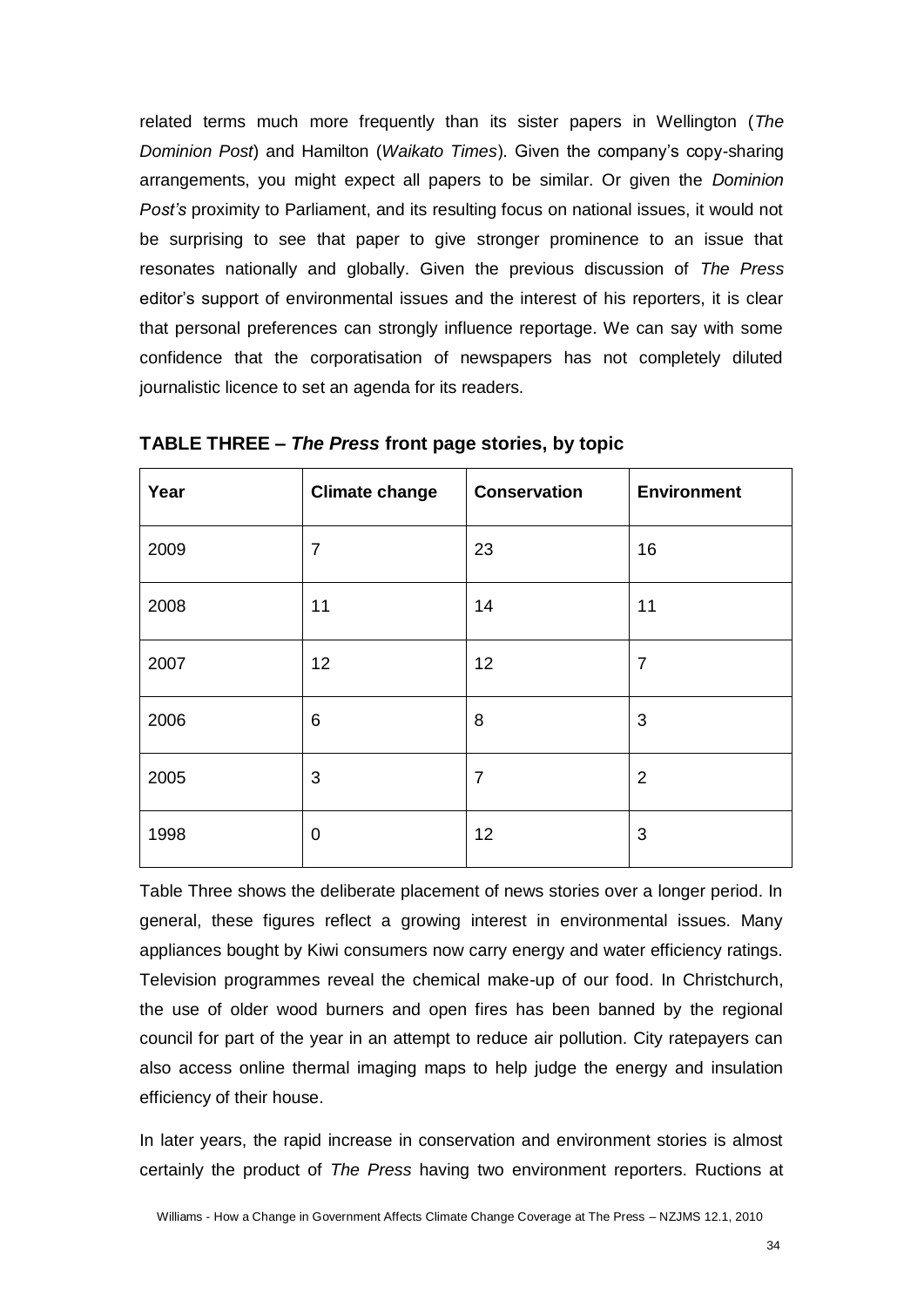related terms much more frequently than its sister papers in Wellington (*The Dominion Post*) and Hamilton (*Waikato Times*). Given the company's copy-sharing arrangements, you might expect all papers to be similar. Or given the *Dominion Post's* proximity to Parliament, and its resulting focus on national issues, it would not be surprising to see that paper to give stronger prominence to an issue that resonates nationally and globally. Given the previous discussion of *The Press* editor's support of environmental issues and the interest of his reporters, it is clear that personal preferences can strongly influence reportage. We can say with some confidence that the corporatisation of newspapers has not completely diluted journalistic licence to set an agenda for its readers.

**TABLE THREE – *The Press* front page stories, by topic**

| Year | Climate change | Conservation | Environment |
|---|---|---|---|
| 2009 | 7 | 23 | 16 |
| 2008 | 11 | 14 | 11 |
| 2007 | 12 | 12 | 7 |
| 2006 | 6 | 8 | 3 |
| 2005 | 3 | 7 | 2 |
| 1998 | 0 | 12 | 3 |

Table Three shows the deliberate placement of news stories over a longer period. In general, these figures reflect a growing interest in environmental issues. Many appliances bought by Kiwi consumers now carry energy and water efficiency ratings. Television programmes reveal the chemical make-up of our food. In Christchurch, the use of older wood burners and open fires has been banned by the regional council for part of the year in an attempt to reduce air pollution. City ratepayers can also access online thermal imaging maps to help judge the energy and insulation efficiency of their house.

In later years, the rapid increase in conservation and environment stories is almost certainly the product of *The Press* having two environment reporters. Ructions at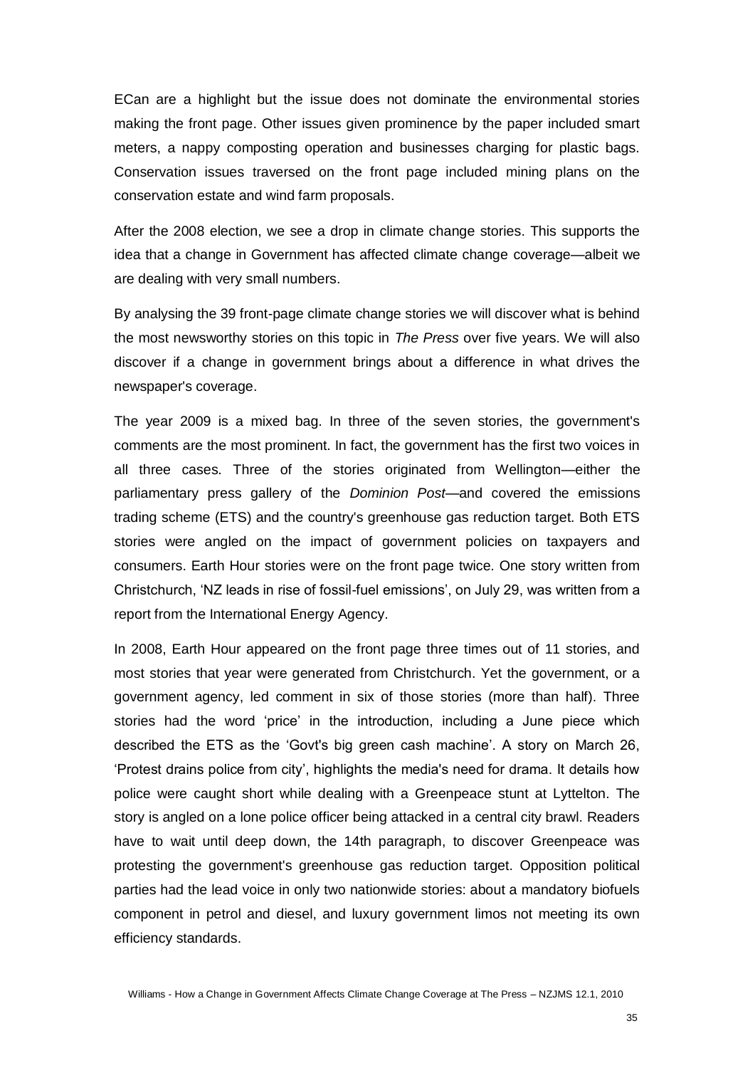ECan are a highlight but the issue does not dominate the environmental stories making the front page. Other issues given prominence by the paper included smart meters, a nappy composting operation and businesses charging for plastic bags. Conservation issues traversed on the front page included mining plans on the conservation estate and wind farm proposals.

After the 2008 election, we see a drop in climate change stories. This supports the idea that a change in Government has affected climate change coverage—albeit we are dealing with very small numbers.

By analysing the 39 front-page climate change stories we will discover what is behind the most newsworthy stories on this topic in *The Press* over five years. We will also discover if a change in government brings about a difference in what drives the newspaper's coverage.

The year 2009 is a mixed bag. In three of the seven stories, the government's comments are the most prominent. In fact, the government has the first two voices in all three cases. Three of the stories originated from Wellington—either the parliamentary press gallery of the *Dominion Post*—and covered the emissions trading scheme (ETS) and the country's greenhouse gas reduction target. Both ETS stories were angled on the impact of government policies on taxpayers and consumers. Earth Hour stories were on the front page twice. One story written from Christchurch, 'NZ leads in rise of fossil-fuel emissions', on July 29, was written from a report from the International Energy Agency.

In 2008, Earth Hour appeared on the front page three times out of 11 stories, and most stories that year were generated from Christchurch. Yet the government, or a government agency, led comment in six of those stories (more than half). Three stories had the word 'price' in the introduction, including a June piece which described the ETS as the 'Govt's big green cash machine'. A story on March 26, 'Protest drains police from city', highlights the media's need for drama. It details how police were caught short while dealing with a Greenpeace stunt at Lyttelton. The story is angled on a lone police officer being attacked in a central city brawl. Readers have to wait until deep down, the 14th paragraph, to discover Greenpeace was protesting the government's greenhouse gas reduction target. Opposition political parties had the lead voice in only two nationwide stories: about a mandatory biofuels component in petrol and diesel, and luxury government limos not meeting its own efficiency standards.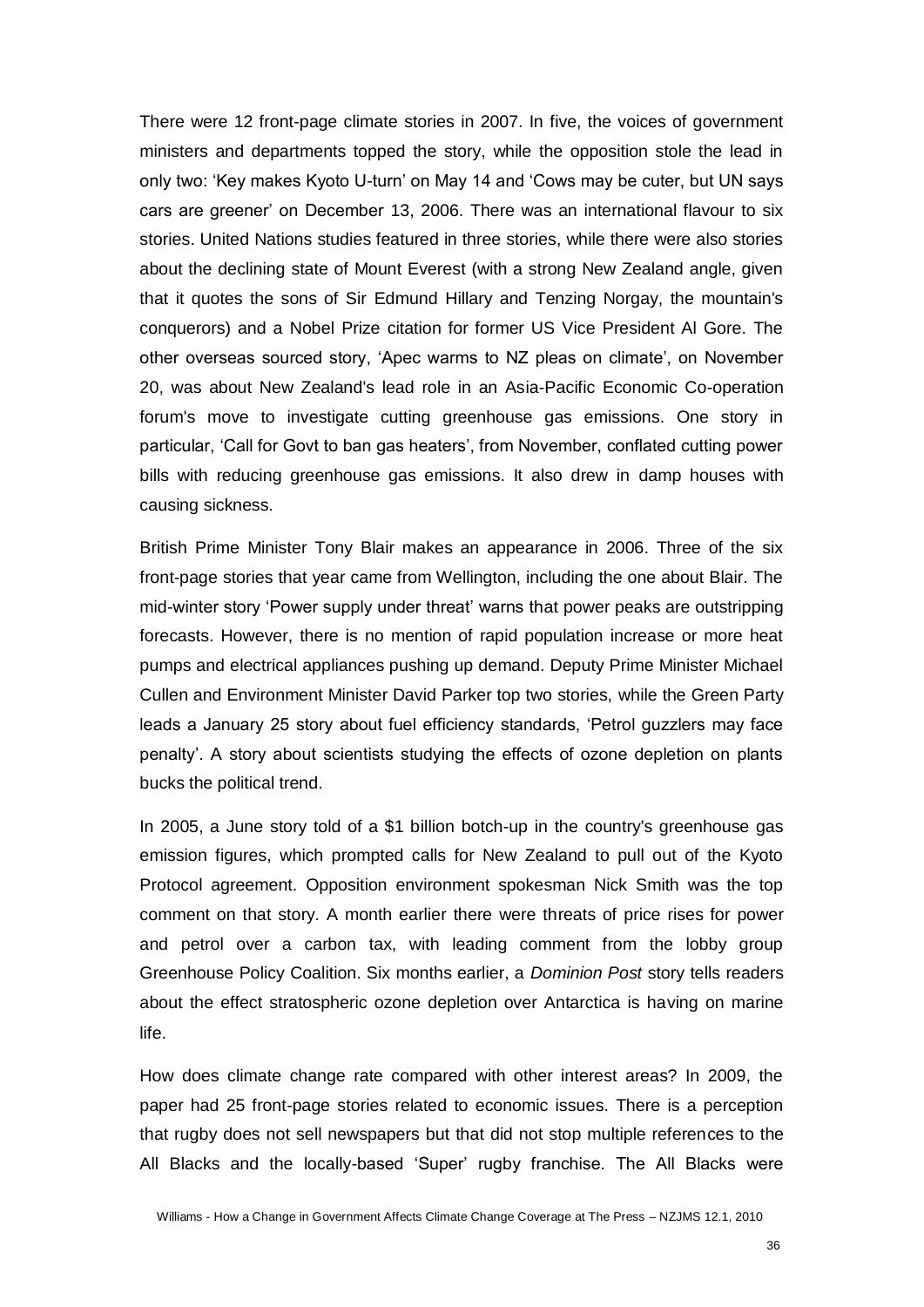There were 12 front-page climate stories in 2007. In five, the voices of government ministers and departments topped the story, while the opposition stole the lead in only two: 'Key makes Kyoto U-turn' on May 14 and 'Cows may be cuter, but UN says cars are greener' on December 13, 2006. There was an international flavour to six stories. United Nations studies featured in three stories, while there were also stories about the declining state of Mount Everest (with a strong New Zealand angle, given that it quotes the sons of Sir Edmund Hillary and Tenzing Norgay, the mountain's conquerors) and a Nobel Prize citation for former US Vice President Al Gore. The other overseas sourced story, 'Apec warms to NZ pleas on climate', on November 20, was about New Zealand's lead role in an Asia-Pacific Economic Co-operation forum's move to investigate cutting greenhouse gas emissions. One story in particular, 'Call for Govt to ban gas heaters', from November, conflated cutting power bills with reducing greenhouse gas emissions. It also drew in damp houses with causing sickness.

British Prime Minister Tony Blair makes an appearance in 2006. Three of the six front-page stories that year came from Wellington, including the one about Blair. The mid-winter story 'Power supply under threat' warns that power peaks are outstripping forecasts. However, there is no mention of rapid population increase or more heat pumps and electrical appliances pushing up demand. Deputy Prime Minister Michael Cullen and Environment Minister David Parker top two stories, while the Green Party leads a January 25 story about fuel efficiency standards, 'Petrol guzzlers may face penalty'. A story about scientists studying the effects of ozone depletion on plants bucks the political trend.

In 2005, a June story told of a $1 billion botch-up in the country's greenhouse gas emission figures, which prompted calls for New Zealand to pull out of the Kyoto Protocol agreement. Opposition environment spokesman Nick Smith was the top comment on that story. A month earlier there were threats of price rises for power and petrol over a carbon tax, with leading comment from the lobby group Greenhouse Policy Coalition. Six months earlier, a *Dominion Post* story tells readers about the effect stratospheric ozone depletion over Antarctica is having on marine life.

How does climate change rate compared with other interest areas? In 2009, the paper had 25 front-page stories related to economic issues. There is a perception that rugby does not sell newspapers but that did not stop multiple references to the All Blacks and the locally-based 'Super' rugby franchise. The All Blacks were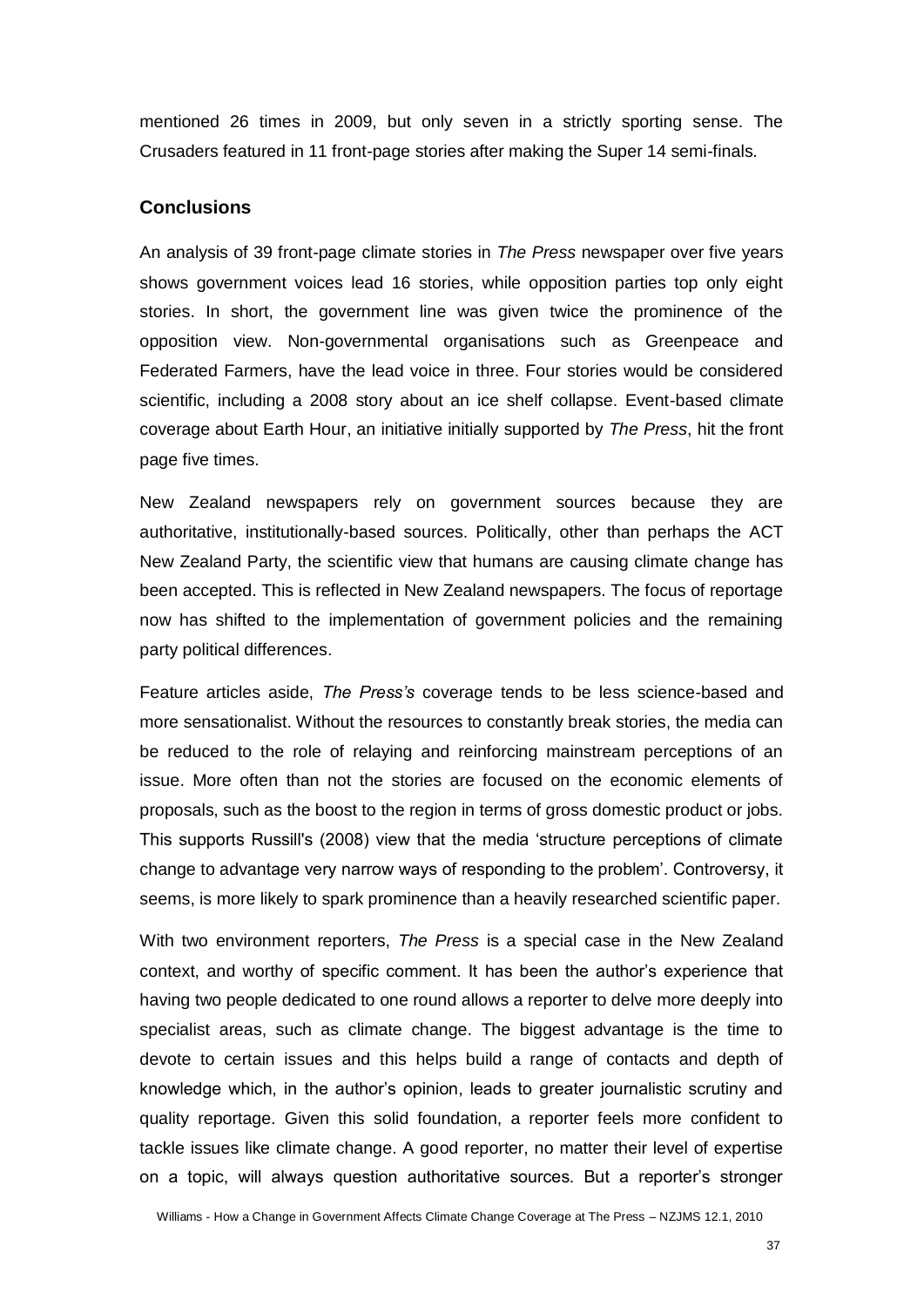mentioned 26 times in 2009, but only seven in a strictly sporting sense. The Crusaders featured in 11 front-page stories after making the Super 14 semi-finals.

## Conclusions

An analysis of 39 front-page climate stories in *The Press* newspaper over five years shows government voices lead 16 stories, while opposition parties top only eight stories. In short, the government line was given twice the prominence of the opposition view. Non-governmental organisations such as Greenpeace and Federated Farmers, have the lead voice in three. Four stories would be considered scientific, including a 2008 story about an ice shelf collapse. Event-based climate coverage about Earth Hour, an initiative initially supported by *The Press*, hit the front page five times.

New Zealand newspapers rely on government sources because they are authoritative, institutionally-based sources. Politically, other than perhaps the ACT New Zealand Party, the scientific view that humans are causing climate change has been accepted. This is reflected in New Zealand newspapers. The focus of reportage now has shifted to the implementation of government policies and the remaining party political differences.

Feature articles aside, *The Press's* coverage tends to be less science-based and more sensationalist. Without the resources to constantly break stories, the media can be reduced to the role of relaying and reinforcing mainstream perceptions of an issue. More often than not the stories are focused on the economic elements of proposals, such as the boost to the region in terms of gross domestic product or jobs. This supports Russill's (2008) view that the media 'structure perceptions of climate change to advantage very narrow ways of responding to the problem'. Controversy, it seems, is more likely to spark prominence than a heavily researched scientific paper.

With two environment reporters, *The Press* is a special case in the New Zealand context, and worthy of specific comment. It has been the author's experience that having two people dedicated to one round allows a reporter to delve more deeply into specialist areas, such as climate change. The biggest advantage is the time to devote to certain issues and this helps build a range of contacts and depth of knowledge which, in the author's opinion, leads to greater journalistic scrutiny and quality reportage. Given this solid foundation, a reporter feels more confident to tackle issues like climate change. A good reporter, no matter their level of expertise on a topic, will always question authoritative sources. But a reporter's stronger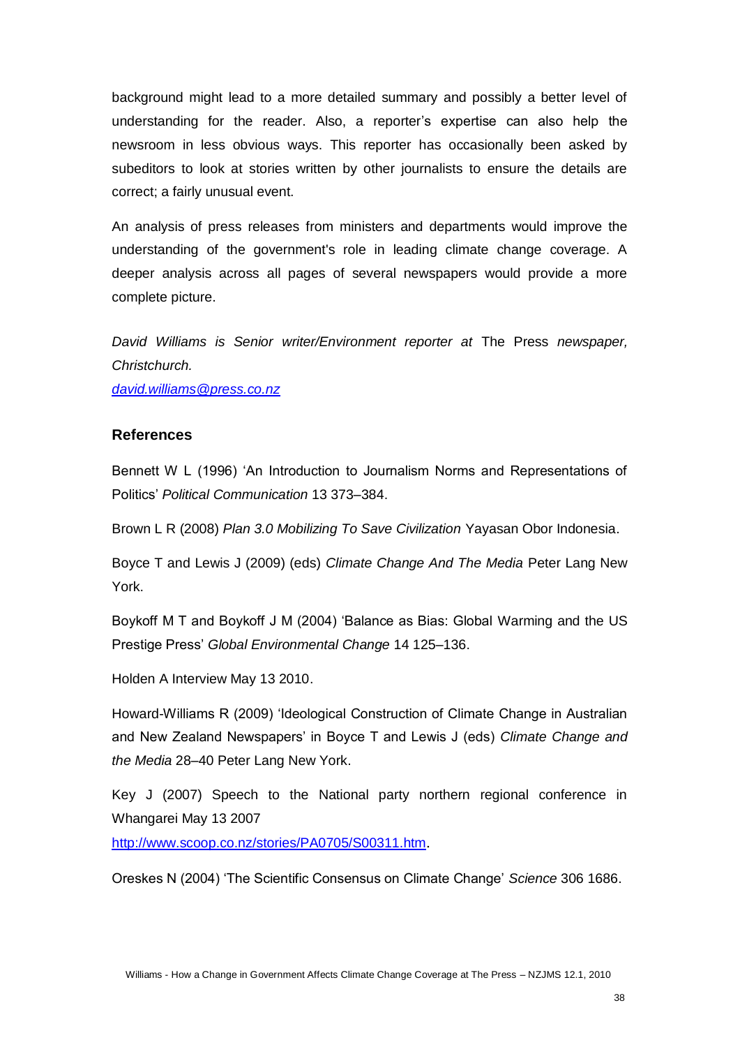background might lead to a more detailed summary and possibly a better level of understanding for the reader. Also, a reporter's expertise can also help the newsroom in less obvious ways. This reporter has occasionally been asked by subeditors to look at stories written by other journalists to ensure the details are correct; a fairly unusual event.

An analysis of press releases from ministers and departments would improve the understanding of the government's role in leading climate change coverage. A deeper analysis across all pages of several newspapers would provide a more complete picture.

*David Williams is Senior writer/Environment reporter at* The Press *newspaper, Christchurch.*
*david.williams@press.co.nz*

### References

Bennett W L (1996) 'An Introduction to Journalism Norms and Representations of Politics' *Political Communication* 13 373–384.

Brown L R (2008) *Plan 3.0 Mobilizing To Save Civilization* Yayasan Obor Indonesia.

Boyce T and Lewis J (2009) (eds) *Climate Change And The Media* Peter Lang New York.

Boykoff M T and Boykoff J M (2004) 'Balance as Bias: Global Warming and the US Prestige Press' *Global Environmental Change* 14 125–136.

Holden A Interview May 13 2010.

Howard-Williams R (2009) 'Ideological Construction of Climate Change in Australian and New Zealand Newspapers' in Boyce T and Lewis J (eds) *Climate Change and the Media* 28–40 Peter Lang New York.

Key J (2007) Speech to the National party northern regional conference in Whangarei May 13 2007
http://www.scoop.co.nz/stories/PA0705/S00311.htm.

Oreskes N (2004) 'The Scientific Consensus on Climate Change' *Science* 306 1686.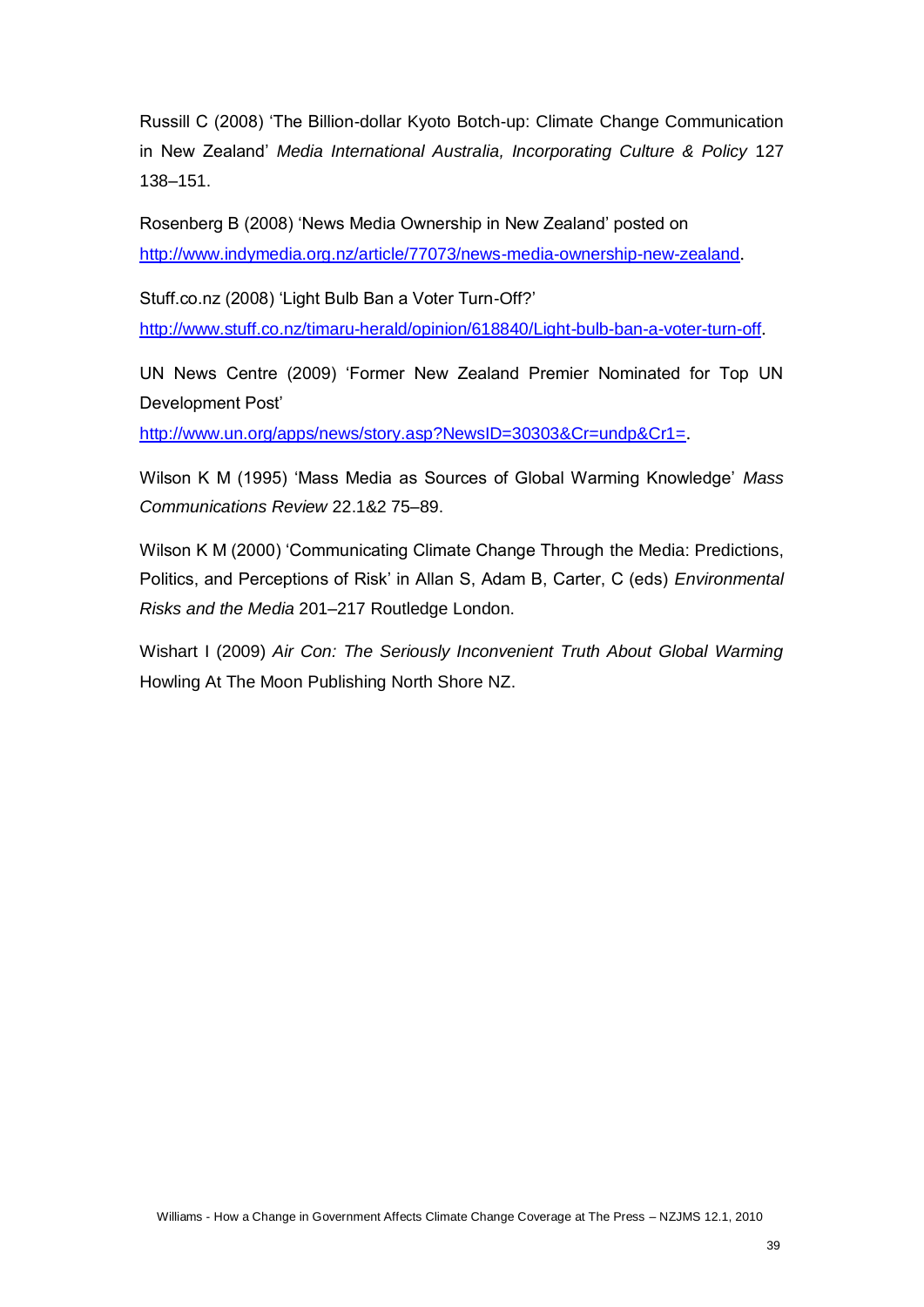Russill C (2008) ‘The Billion-dollar Kyoto Botch-up: Climate Change Communication in New Zealand’ *Media International Australia, Incorporating Culture & Policy* 127 138–151.

Rosenberg B (2008) ‘News Media Ownership in New Zealand’ posted on http://www.indymedia.org.nz/article/77073/news-media-ownership-new-zealand.

Stuff.co.nz (2008) ‘Light Bulb Ban a Voter Turn-Off?’ http://www.stuff.co.nz/timaru-herald/opinion/618840/Light-bulb-ban-a-voter-turn-off.

UN News Centre (2009) ‘Former New Zealand Premier Nominated for Top UN Development Post’ http://www.un.org/apps/news/story.asp?NewsID=30303&Cr=undp&Cr1=.

Wilson K M (1995) ‘Mass Media as Sources of Global Warming Knowledge’ *Mass Communications Review* 22.1&2 75–89.

Wilson K M (2000) ‘Communicating Climate Change Through the Media: Predictions, Politics, and Perceptions of Risk’ in Allan S, Adam B, Carter, C (eds) *Environmental Risks and the Media* 201–217 Routledge London.

Wishart I (2009) *Air Con: The Seriously Inconvenient Truth About Global Warming* Howling At The Moon Publishing North Shore NZ.